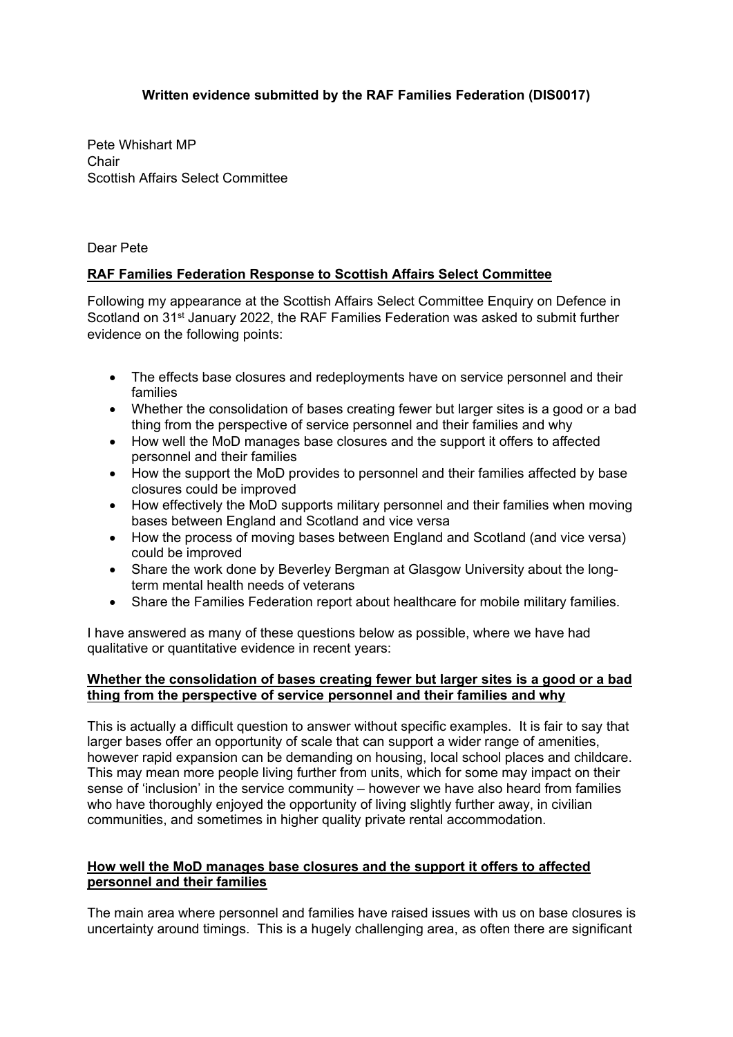**Written evidence submitted by the RAF Families Federation (DIS0017)**

Pete Whishart MP
Chair
Scottish Affairs Select Committee

Dear Pete

**RAF Families Federation Response to Scottish Affairs Select Committee**

Following my appearance at the Scottish Affairs Select Committee Enquiry on Defence in Scotland on 31st January 2022, the RAF Families Federation was asked to submit further evidence on the following points:

- The effects base closures and redeployments have on service personnel and their families
- Whether the consolidation of bases creating fewer but larger sites is a good or a bad thing from the perspective of service personnel and their families and why
- How well the MoD manages base closures and the support it offers to affected personnel and their families
- How the support the MoD provides to personnel and their families affected by base closures could be improved
- How effectively the MoD supports military personnel and their families when moving bases between England and Scotland and vice versa
- How the process of moving bases between England and Scotland (and vice versa) could be improved
- Share the work done by Beverley Bergman at Glasgow University about the long-term mental health needs of veterans
- Share the Families Federation report about healthcare for mobile military families.

I have answered as many of these questions below as possible, where we have had qualitative or quantitative evidence in recent years:

**Whether the consolidation of bases creating fewer but larger sites is a good or a bad thing from the perspective of service personnel and their families and why**

This is actually a difficult question to answer without specific examples. It is fair to say that larger bases offer an opportunity of scale that can support a wider range of amenities, however rapid expansion can be demanding on housing, local school places and childcare. This may mean more people living further from units, which for some may impact on their sense of 'inclusion' in the service community – however we have also heard from families who have thoroughly enjoyed the opportunity of living slightly further away, in civilian communities, and sometimes in higher quality private rental accommodation.

**How well the MoD manages base closures and the support it offers to affected personnel and their families**

The main area where personnel and families have raised issues with us on base closures is uncertainty around timings. This is a hugely challenging area, as often there are significant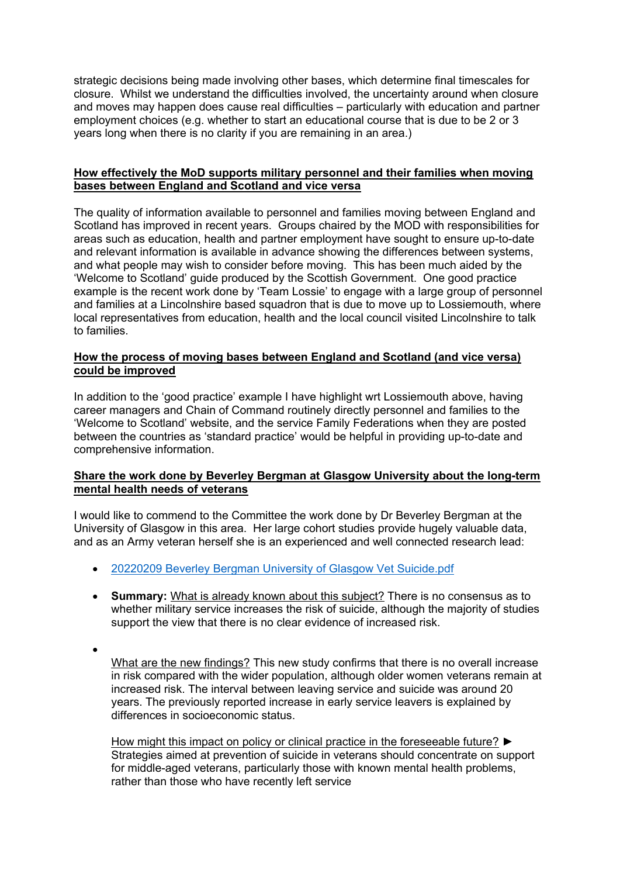strategic decisions being made involving other bases, which determine final timescales for closure. Whilst we understand the difficulties involved, the uncertainty around when closure and moves may happen does cause real difficulties – particularly with education and partner employment choices (e.g. whether to start an educational course that is due to be 2 or 3 years long when there is no clarity if you are remaining in an area.)

**How effectively the MoD supports military personnel and their families when moving bases between England and Scotland and vice versa**

The quality of information available to personnel and families moving between England and Scotland has improved in recent years. Groups chaired by the MOD with responsibilities for areas such as education, health and partner employment have sought to ensure up-to-date and relevant information is available in advance showing the differences between systems, and what people may wish to consider before moving. This has been much aided by the 'Welcome to Scotland' guide produced by the Scottish Government. One good practice example is the recent work done by 'Team Lossie' to engage with a large group of personnel and families at a Lincolnshire based squadron that is due to move up to Lossiemouth, where local representatives from education, health and the local council visited Lincolnshire to talk to families.

**How the process of moving bases between England and Scotland (and vice versa) could be improved**

In addition to the 'good practice' example I have highlight wrt Lossiemouth above, having career managers and Chain of Command routinely directly personnel and families to the 'Welcome to Scotland' website, and the service Family Federations when they are posted between the countries as 'standard practice' would be helpful in providing up-to-date and comprehensive information.

**Share the work done by Beverley Bergman at Glasgow University about the long-term mental health needs of veterans**

I would like to commend to the Committee the work done by Dr Beverley Bergman at the University of Glasgow in this area. Her large cohort studies provide hugely valuable data, and as an Army veteran herself she is an experienced and well connected research lead:

- 20220209 Beverley Bergman University of Glasgow Vet Suicide.pdf
- **Summary:** What is already known about this subject? There is no consensus as to whether military service increases the risk of suicide, although the majority of studies support the view that there is no clear evidence of increased risk.
- What are the new findings? This new study confirms that there is no overall increase in risk compared with the wider population, although older women veterans remain at increased risk. The interval between leaving service and suicide was around 20 years. The previously reported increase in early service leavers is explained by differences in socioeconomic status.

  How might this impact on policy or clinical practice in the foreseeable future? ► Strategies aimed at prevention of suicide in veterans should concentrate on support for middle-aged veterans, particularly those with known mental health problems, rather than those who have recently left service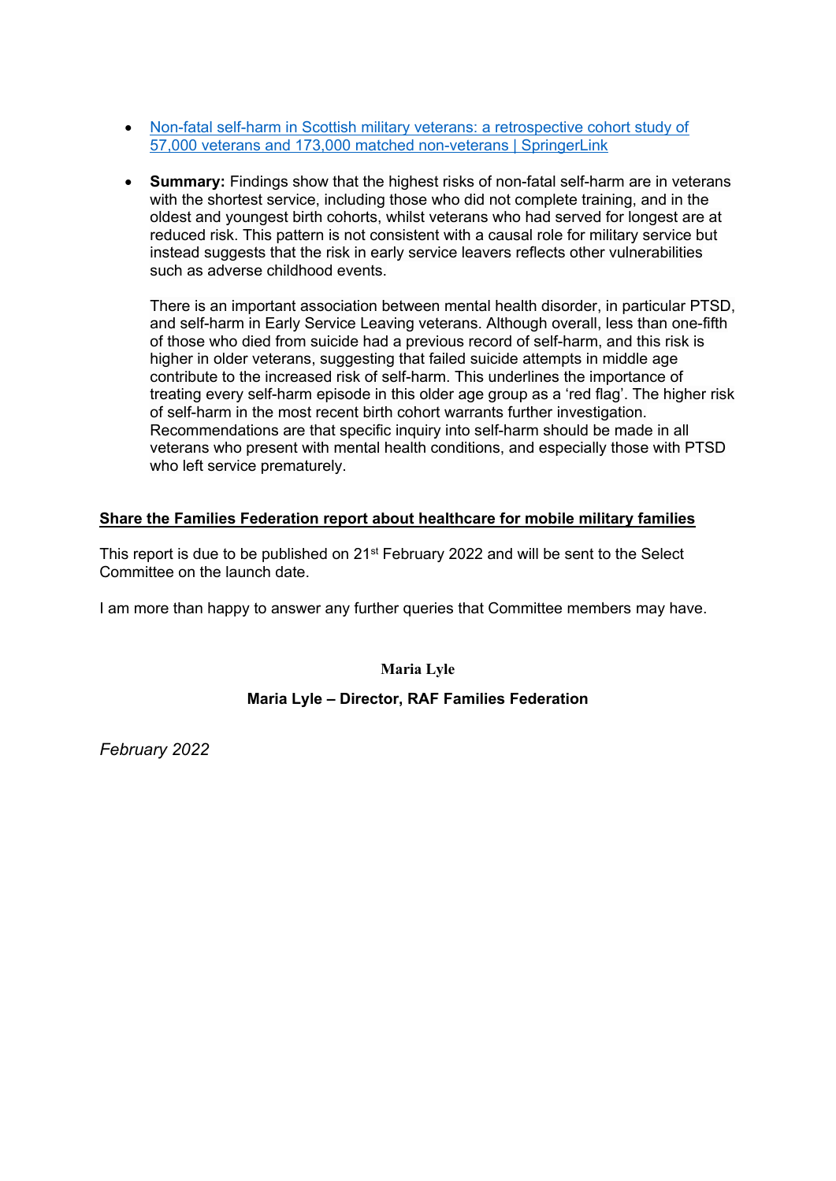- [Non-fatal self-harm in Scottish military veterans: a retrospective cohort study of 57,000 veterans and 173,000 matched non-veterans | SpringerLink]()

- **Summary:** Findings show that the highest risks of non-fatal self-harm are in veterans with the shortest service, including those who did not complete training, and in the oldest and youngest birth cohorts, whilst veterans who had served for longest are at reduced risk. This pattern is not consistent with a causal role for military service but instead suggests that the risk in early service leavers reflects other vulnerabilities such as adverse childhood events.

  There is an important association between mental health disorder, in particular PTSD, and self-harm in Early Service Leaving veterans. Although overall, less than one-fifth of those who died from suicide had a previous record of self-harm, and this risk is higher in older veterans, suggesting that failed suicide attempts in middle age contribute to the increased risk of self-harm. This underlines the importance of treating every self-harm episode in this older age group as a 'red flag'. The higher risk of self-harm in the most recent birth cohort warrants further investigation. Recommendations are that specific inquiry into self-harm should be made in all veterans who present with mental health conditions, and especially those with PTSD who left service prematurely.

**Share the Families Federation report about healthcare for mobile military families**

This report is due to be published on 21st February 2022 and will be sent to the Select Committee on the launch date.

I am more than happy to answer any further queries that Committee members may have.

Maria Lyle

**Maria Lyle – Director, RAF Families Federation**

*February 2022*